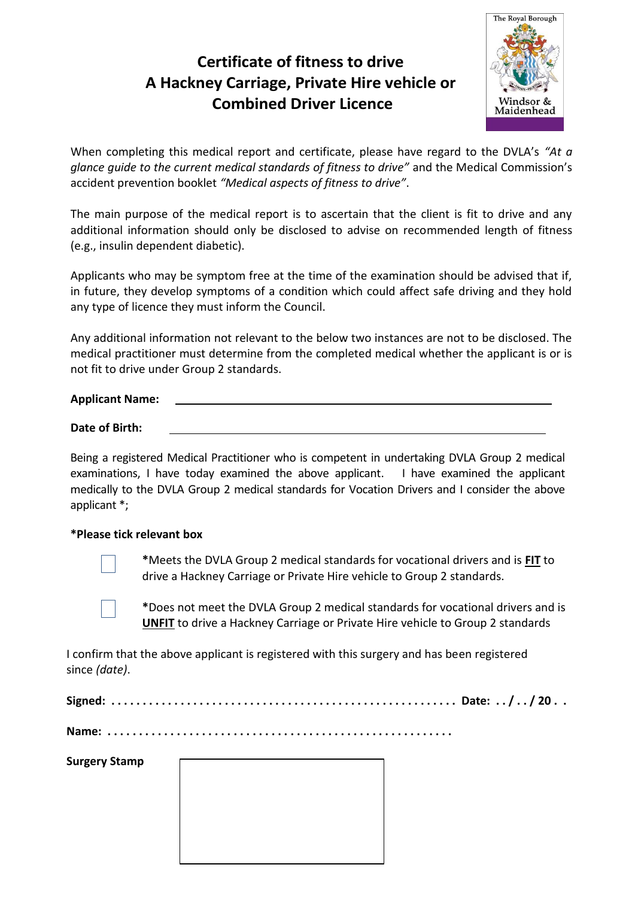# Certificate of fitness to drive
# A Hackney Carriage, Private Hire vehicle or Combined Driver Licence

When completing this medical report and certificate, please have regard to the DVLA's *"At a glance guide to the current medical standards of fitness to drive"* and the Medical Commission's accident prevention booklet *"Medical aspects of fitness to drive"*.

The main purpose of the medical report is to ascertain that the client is fit to drive and any additional information should only be disclosed to advise on recommended length of fitness (e.g., insulin dependent diabetic).

Applicants who may be symptom free at the time of the examination should be advised that if, in future, they develop symptoms of a condition which could affect safe driving and they hold any type of licence they must inform the Council.

Any additional information not relevant to the below two instances are not to be disclosed. The medical practitioner must determine from the completed medical whether the applicant is or is not fit to drive under Group 2 standards.

**Applicant Name:** ______________________________

**Date of Birth:** ______________________________

Being a registered Medical Practitioner who is competent in undertaking DVLA Group 2 medical examinations, I have today examined the above applicant. I have examined the applicant medically to the DVLA Group 2 medical standards for Vocation Drivers and I consider the above applicant *;

**\*Please tick relevant box**

☐ **\***Meets the DVLA Group 2 medical standards for vocational drivers and is **FIT** to drive a Hackney Carriage or Private Hire vehicle to Group 2 standards.

☐ **\***Does not meet the DVLA Group 2 medical standards for vocational drivers and is **UNFIT** to drive a Hackney Carriage or Private Hire vehicle to Group 2 standards

I confirm that the above applicant is registered with this surgery and has been registered since *(date)*.

**Signed: . . . . . . . . . . . . . . . . . . . . . . . . . . . . . . . . . . . . . . . . . . . . . . . . . . . . . Date: . . / . . / 20 . .**

**Name: . . . . . . . . . . . . . . . . . . . . . . . . . . . . . . . . . . . . . . . . . . . . . . . . . . . .**

**Surgery Stamp**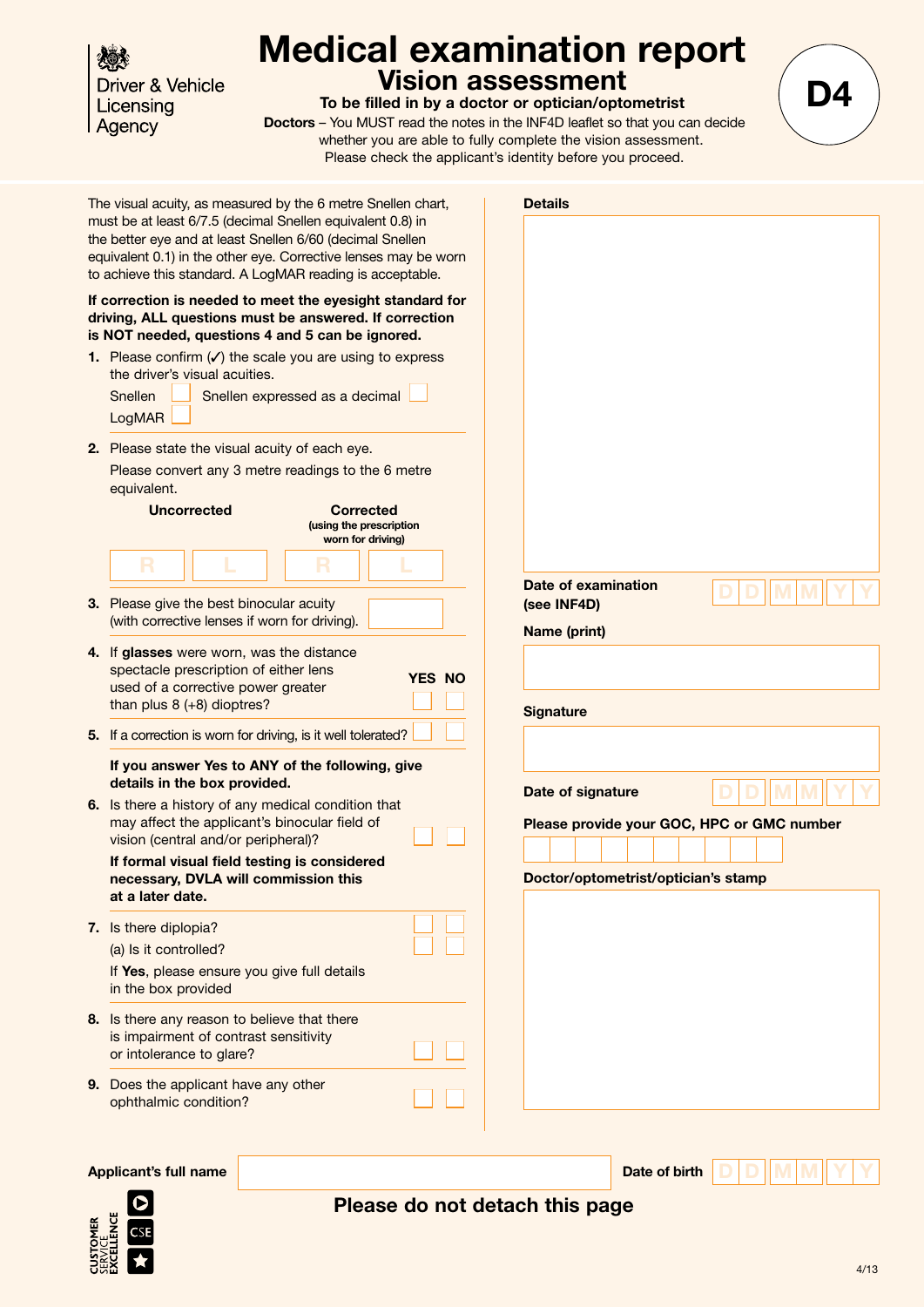Driver & Vehicle Licensing Agency

# Medical examination report

## Vision assessment

**To be filled in by a doctor or optician/optometrist**

**Doctors** – You MUST read the notes in the INF4D leaflet so that you can decide whether you are able to fully complete the vision assessment. Please check the applicant's identity before you proceed.

**D4**

The visual acuity, as measured by the 6 metre Snellen chart, must be at least 6/7.5 (decimal Snellen equivalent 0.8) in the better eye and at least Snellen 6/60 (decimal Snellen equivalent 0.1) in the other eye. Corrective lenses may be worn to achieve this standard. A LogMAR reading is acceptable.

**If correction is needed to meet the eyesight standard for driving, ALL questions must be answered. If correction is NOT needed, questions 4 and 5 can be ignored.**

1. Please confirm (✓) the scale you are using to express the driver's visual acuities.

   Snellen ☐ Snellen expressed as a decimal ☐

   LogMAR ☐

2. Please state the visual acuity of each eye.

   Please convert any 3 metre readings to the 6 metre equivalent.

| Uncorrected | | Corrected (using the prescription worn for driving) | |
|---|---|---|---|
| R | L | R | L |

3. Please give the best binocular acuity (with corrective lenses if worn for driving). ☐

| | YES | NO |
|---|---|---|
| 4. If **glasses** were worn, was the distance spectacle prescription of either lens used of a corrective power greater than plus 8 (+8) dioptres? | ☐ | ☐ |
| 5. If a correction is worn for driving, is it well tolerated? | ☐ | ☐ |

**If you answer Yes to ANY of the following, give details in the box provided.**

| | YES | NO |
|---|---|---|
| 6. Is there a history of any medical condition that may affect the applicant's binocular field of vision (central and/or peripheral)? | ☐ | ☐ |
| **If formal visual field testing is considered necessary, DVLA will commission this at a later date.** | | |
| 7. Is there diplopia? | ☐ | ☐ |
| (a) Is it controlled? | ☐ | ☐ |
| If **Yes**, please ensure you give full details in the box provided | | |
| 8. Is there any reason to believe that there is impairment of contrast sensitivity or intolerance to glare? | ☐ | ☐ |
| 9. Does the applicant have any other ophthalmic condition? | ☐ | ☐ |

**Details**

**Date of examination (see INF4D)** D D M M Y Y

**Name (print)**

**Signature**

**Date of signature** D D M M Y Y

**Please provide your GOC, HPC or GMC number**

**Doctor/optometrist/optician's stamp**

**Applicant's full name**

**Date of birth** D D M M Y Y

**Please do not detach this page**

CUSTOMER SERVICE EXCELLENCE

4/13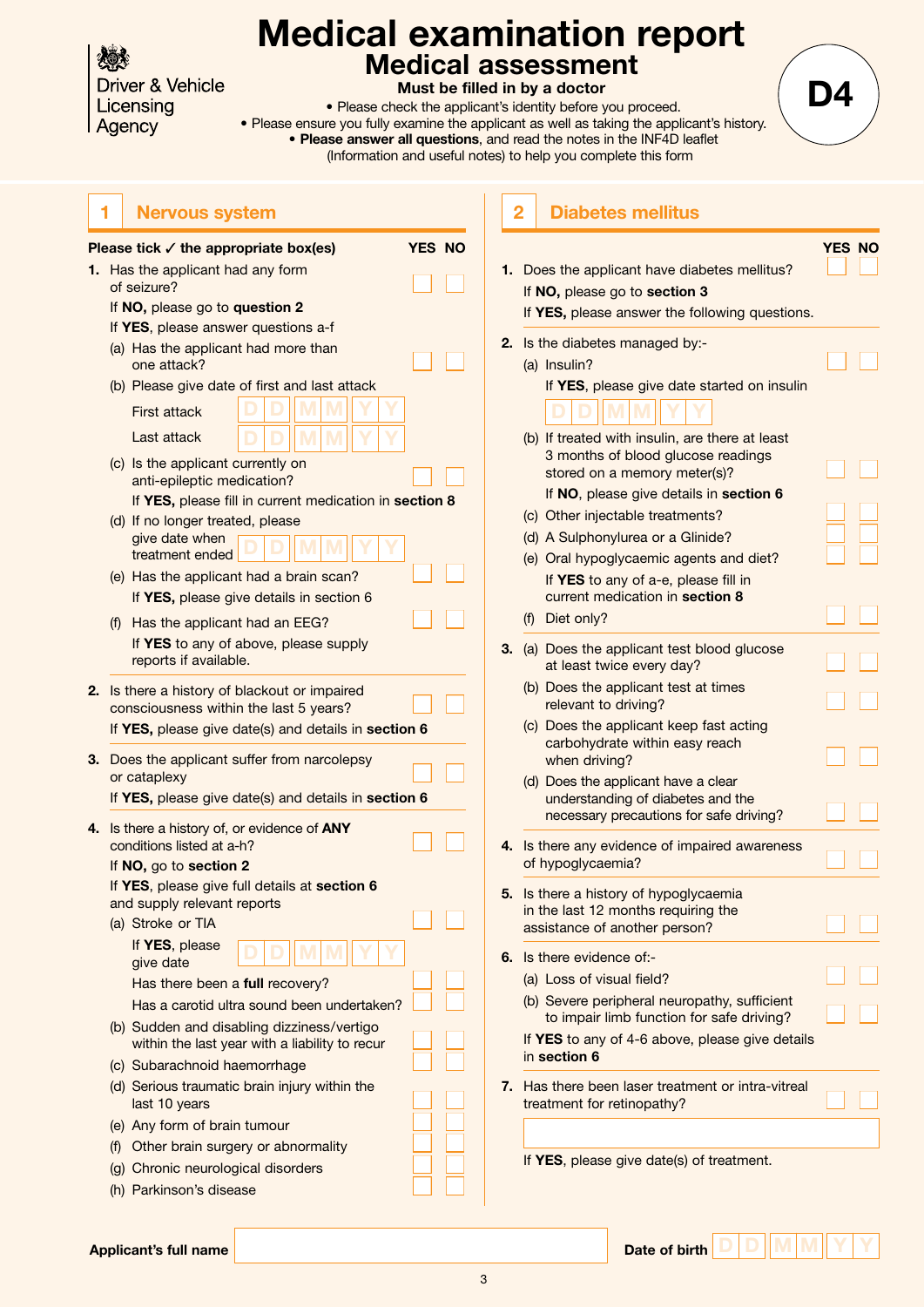Driver & Vehicle Licensing Agency

# Medical examination report

## Medical assessment

**Must be filled in by a doctor**

- Please check the applicant's identity before you proceed.
- Please ensure you fully examine the applicant as well as taking the applicant's history.
- **Please answer all questions**, and read the notes in the INF4D leaflet (Information and useful notes) to help you complete this form

**D4**

## 1 Nervous system

**Please tick ✓ the appropriate box(es)** — YES NO

1. Has the applicant had any form of seizure? ☐ ☐
   If **NO**, please go to **question 2**
   If **YES**, please answer questions a-f
   (a) Has the applicant had more than one attack? ☐ ☐
   (b) Please give date of first and last attack
   First attack DD MM YY
   Last attack DD MM YY
   (c) Is the applicant currently on anti-epileptic medication? ☐ ☐
   If **YES,** please fill in current medication in **section 8**
   (d) If no longer treated, please give date when treatment ended DD MM YY
   (e) Has the applicant had a brain scan? ☐ ☐
   If **YES,** please give details in section 6
   (f) Has the applicant had an EEG? ☐ ☐
   If **YES** to any of above, please supply reports if available.
2. Is there a history of blackout or impaired consciousness within the last 5 years? ☐ ☐
   If **YES,** please give date(s) and details in **section 6**
3. Does the applicant suffer from narcolepsy or cataplexy ☐ ☐
   If **YES,** please give date(s) and details in **section 6**
4. Is there a history of, or evidence of **ANY** conditions listed at a-h? ☐ ☐
   If **NO,** go to **section 2**
   If **YES**, please give full details at **section 6** and supply relevant reports
   (a) Stroke or TIA ☐ ☐
   If **YES**, please give date DD MM YY
   Has there been a **full** recovery? ☐ ☐
   Has a carotid ultra sound been undertaken? ☐ ☐
   (b) Sudden and disabling dizziness/vertigo within the last year with a liability to recur ☐ ☐
   (c) Subarachnoid haemorrhage ☐ ☐
   (d) Serious traumatic brain injury within the last 10 years ☐ ☐
   (e) Any form of brain tumour ☐ ☐
   (f) Other brain surgery or abnormality ☐ ☐
   (g) Chronic neurological disorders ☐ ☐
   (h) Parkinson's disease ☐ ☐

## 2 Diabetes mellitus

YES NO

1. Does the applicant have diabetes mellitus? ☐ ☐
   If **NO,** please go to **section 3**
   If **YES,** please answer the following questions.
2. Is the diabetes managed by:-
   (a) Insulin? ☐ ☐
   If **YES**, please give date started on insulin DD MM YY
   (b) If treated with insulin, are there at least 3 months of blood glucose readings stored on a memory meter(s)? ☐ ☐
   If **NO**, please give details in **section 6**
   (c) Other injectable treatments? ☐ ☐
   (d) A Sulphonylurea or a Glinide? ☐ ☐
   (e) Oral hypoglycaemic agents and diet? ☐ ☐
   If **YES** to any of a-e, please fill in current medication in **section 8**
   (f) Diet only? ☐ ☐
3. (a) Does the applicant test blood glucose at least twice every day? ☐ ☐
   (b) Does the applicant test at times relevant to driving? ☐ ☐
   (c) Does the applicant keep fast acting carbohydrate within easy reach when driving? ☐ ☐
   (d) Does the applicant have a clear understanding of diabetes and the necessary precautions for safe driving? ☐ ☐
4. Is there any evidence of impaired awareness of hypoglycaemia? ☐ ☐
5. Is there a history of hypoglycaemia in the last 12 months requiring the assistance of another person? ☐ ☐
6. Is there evidence of:-
   (a) Loss of visual field? ☐ ☐
   (b) Severe peripheral neuropathy, sufficient to impair limb function for safe driving? ☐ ☐
   If **YES** to any of 4-6 above, please give details in **section 6**
7. Has there been laser treatment or intra-vitreal treatment for retinopathy? ☐ ☐
   If **YES**, please give date(s) of treatment.

**Applicant's full name** ______________________ **Date of birth** DD MM YY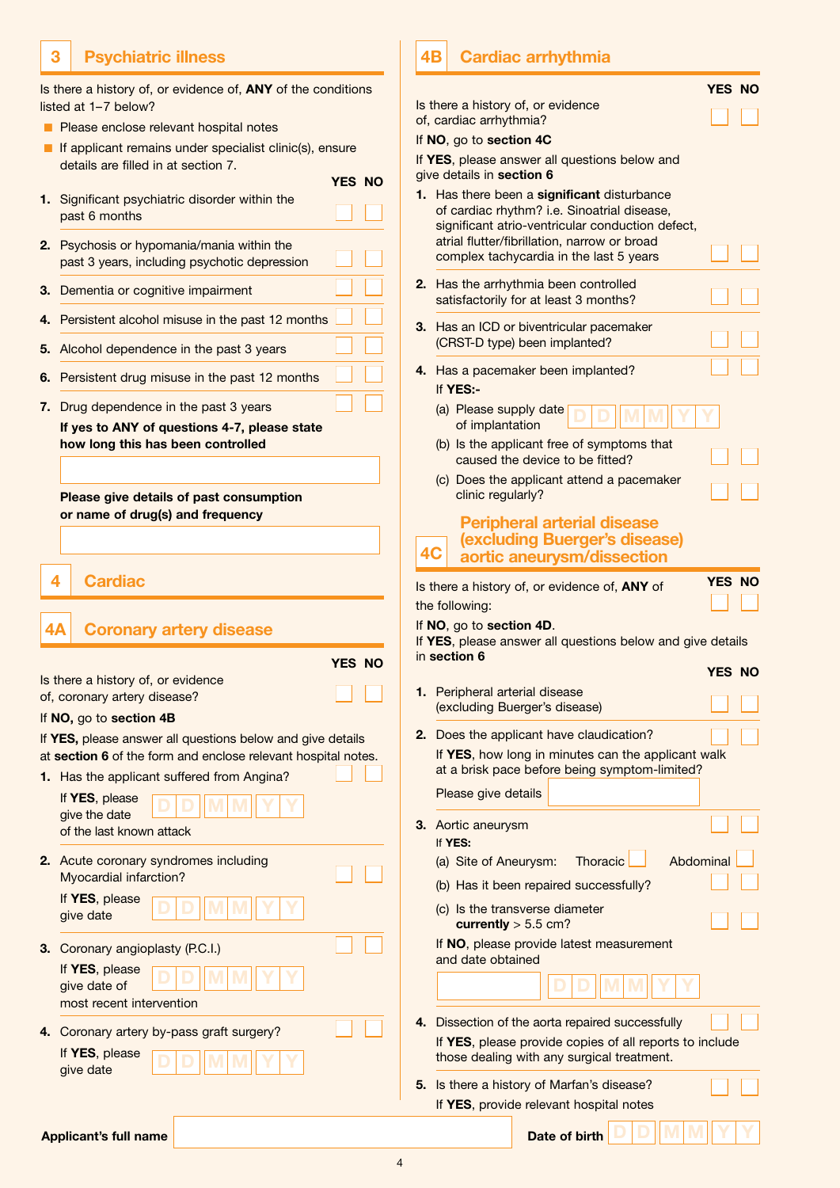## 3 Psychiatric illness

Is there a history of, or evidence of, **ANY** of the conditions listed at 1–7 below?

- Please enclose relevant hospital notes
- If applicant remains under specialist clinic(s), ensure details are filled in at section 7.

| | YES | NO |
|---|---|---|
| **1.** Significant psychiatric disorder within the past 6 months | ☐ | ☐ |
| **2.** Psychosis or hypomania/mania within the past 3 years, including psychotic depression | ☐ | ☐ |
| **3.** Dementia or cognitive impairment | ☐ | ☐ |
| **4.** Persistent alcohol misuse in the past 12 months | ☐ | ☐ |
| **5.** Alcohol dependence in the past 3 years | ☐ | ☐ |
| **6.** Persistent drug misuse in the past 12 months | ☐ | ☐ |
| **7.** Drug dependence in the past 3 years | ☐ | ☐ |

**If yes to ANY of questions 4-7, please state how long this has been controlled**

______

**Please give details of past consumption or name of drug(s) and frequency**

______

## 4 Cardiac

### 4A Coronary artery disease

| | YES | NO |
|---|---|---|
| Is there a history of, or evidence of, coronary artery disease? | ☐ | ☐ |

If **NO,** go to **section 4B**

If **YES,** please answer all questions below and give details at **section 6** of the form and enclose relevant hospital notes.

| | YES | NO |
|---|---|---|
| **1.** Has the applicant suffered from Angina? | ☐ | ☐ |

If **YES**, please give the date of the last known attack D D M M Y Y

| | YES | NO |
|---|---|---|
| **2.** Acute coronary syndromes including Myocardial infarction? | ☐ | ☐ |

If **YES**, please give date D D M M Y Y

| | YES | NO |
|---|---|---|
| **3.** Coronary angioplasty (P.C.I.) | ☐ | ☐ |

If **YES**, please give date of most recent intervention D D M M Y Y

| | YES | NO |
|---|---|---|
| **4.** Coronary artery by-pass graft surgery? | ☐ | ☐ |

If **YES**, please give date D D M M Y Y

### 4B Cardiac arrhythmia

| | YES | NO |
|---|---|---|
| Is there a history of, or evidence of, cardiac arrhythmia? | ☐ | ☐ |

If **NO**, go to **section 4C**

If **YES**, please answer all questions below and give details in **section 6**

| | YES | NO |
|---|---|---|
| **1.** Has there been a **significant** disturbance of cardiac rhythm? i.e. Sinoatrial disease, significant atrio-ventricular conduction defect, atrial flutter/fibrillation, narrow or broad complex tachycardia in the last 5 years | ☐ | ☐ |
| **2.** Has the arrhythmia been controlled satisfactorily for at least 3 months? | ☐ | ☐ |
| **3.** Has an ICD or biventricular pacemaker (CRST-D type) been implanted? | ☐ | ☐ |
| **4.** Has a pacemaker been implanted? | ☐ | ☐ |

If **YES:-**

(a) Please supply date of implantation D D M M Y Y

| | YES | NO |
|---|---|---|
| (b) Is the applicant free of symptoms that caused the device to be fitted? | ☐ | ☐ |
| (c) Does the applicant attend a pacemaker clinic regularly? | ☐ | ☐ |

### 4C Peripheral arterial disease (excluding Buerger's disease) aortic aneurysm/dissection

| | YES | NO |
|---|---|---|
| Is there a history of, or evidence of, **ANY** of the following: | ☐ | ☐ |

If **NO**, go to **section 4D**.
If **YES**, please answer all questions below and give details in **section 6**

| | YES | NO |
|---|---|---|
| **1.** Peripheral arterial disease (excluding Buerger's disease) | ☐ | ☐ |
| **2.** Does the applicant have claudication? | ☐ | ☐ |

If **YES**, how long in minutes can the applicant walk at a brisk pace before being symptom-limited?

Please give details ______

| | YES | NO |
|---|---|---|
| **3.** Aortic aneurysm | ☐ | ☐ |

If **YES:**

(a) Site of Aneurysm: Thoracic ☐ Abdominal ☐

| | YES | NO |
|---|---|---|
| (b) Has it been repaired successfully? | ☐ | ☐ |
| (c) Is the transverse diameter **currently** > 5.5 cm? | ☐ | ☐ |

If **NO**, please provide latest measurement and date obtained

______ D D M M Y Y

| | YES | NO |
|---|---|---|
| **4.** Dissection of the aorta repaired successfully | ☐ | ☐ |

If **YES**, please provide copies of all reports to include those dealing with any surgical treatment.

| | YES | NO |
|---|---|---|
| **5.** Is there a history of Marfan's disease? | ☐ | ☐ |

If **YES**, provide relevant hospital notes

**Applicant's full name** ______ **Date of birth** D D M M Y Y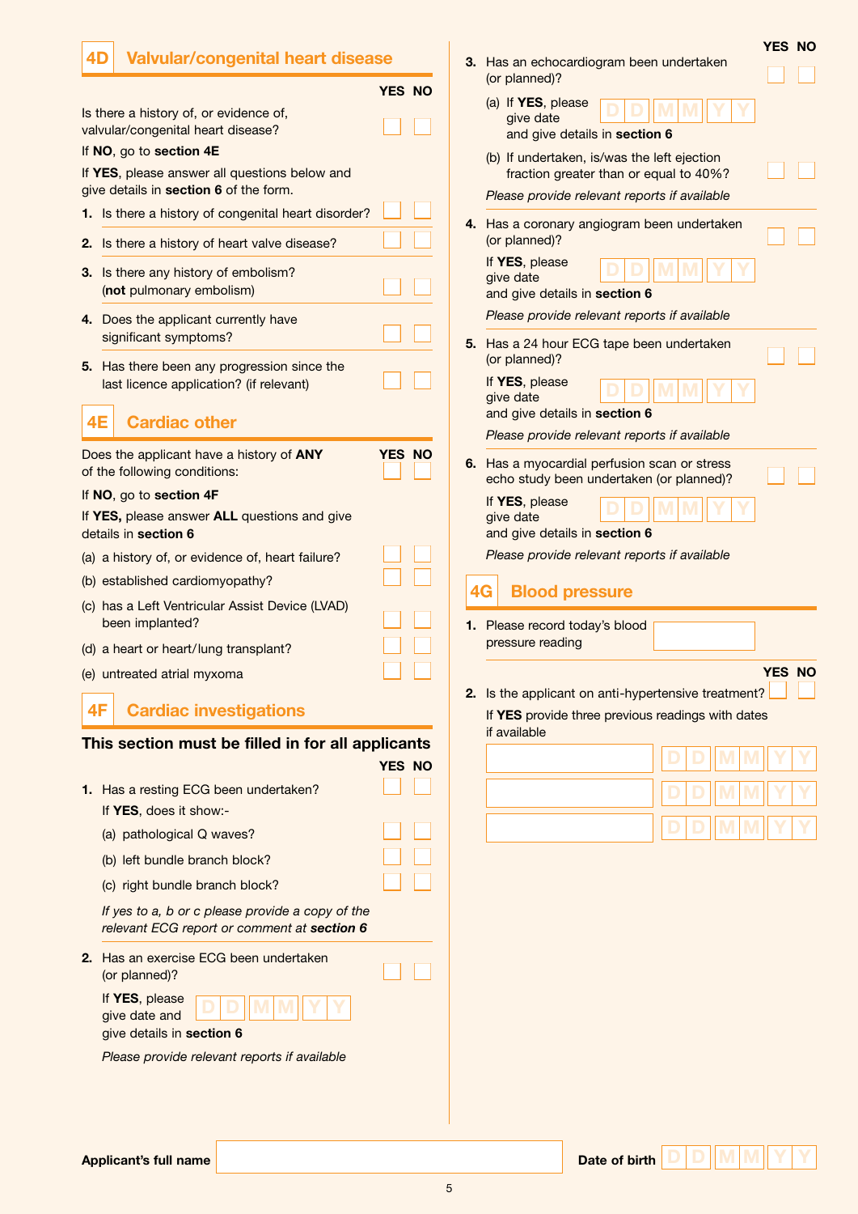## 4D Valvular/congenital heart disease

| | YES | NO |
|---|---|---|
| Is there a history of, or evidence of, valvular/congenital heart disease? | ☐ | ☐ |

If **NO**, go to **section 4E**

If **YES**, please answer all questions below and give details in **section 6** of the form.

| | YES | NO |
|---|---|---|
| **1.** Is there a history of congenital heart disorder? | ☐ | ☐ |
| **2.** Is there a history of heart valve disease? | ☐ | ☐ |
| **3.** Is there any history of embolism? (**not** pulmonary embolism) | ☐ | ☐ |
| **4.** Does the applicant currently have significant symptoms? | ☐ | ☐ |
| **5.** Has there been any progression since the last licence application? (if relevant) | ☐ | ☐ |

## 4E Cardiac other

| | YES | NO |
|---|---|---|
| Does the applicant have a history of **ANY** of the following conditions: | ☐ | ☐ |

If **NO**, go to **section 4F**

If **YES,** please answer **ALL** questions and give details in **section 6**

| | YES | NO |
|---|---|---|
| (a) a history of, or evidence of, heart failure? | ☐ | ☐ |
| (b) established cardiomyopathy? | ☐ | ☐ |
| (c) has a Left Ventricular Assist Device (LVAD) been implanted? | ☐ | ☐ |
| (d) a heart or heart/lung transplant? | ☐ | ☐ |
| (e) untreated atrial myxoma | ☐ | ☐ |

## 4F Cardiac investigations

**This section must be filled in for all applicants**

| | YES | NO |
|---|---|---|
| **1.** Has a resting ECG been undertaken? | ☐ | ☐ |
| If **YES**, does it show:- | | |
| (a) pathological Q waves? | ☐ | ☐ |
| (b) left bundle branch block? | ☐ | ☐ |
| (c) right bundle branch block? | ☐ | ☐ |

*If yes to a, b or c please provide a copy of the relevant ECG report or comment at **section 6***

| | YES | NO |
|---|---|---|
| **2.** Has an exercise ECG been undertaken (or planned)? | ☐ | ☐ |

If **YES**, please give date and give details in **section 6** D D M M Y Y

*Please provide relevant reports if available*

| | YES | NO |
|---|---|---|
| **3.** Has an echocardiogram been undertaken (or planned)? | ☐ | ☐ |

(a) If **YES**, please give date and give details in **section 6** D D M M Y Y

| | YES | NO |
|---|---|---|
| (b) If undertaken, is/was the left ejection fraction greater than or equal to 40%? | ☐ | ☐ |

*Please provide relevant reports if available*

| | YES | NO |
|---|---|---|
| **4.** Has a coronary angiogram been undertaken (or planned)? | ☐ | ☐ |

If **YES**, please give date and give details in **section 6** D D M M Y Y

*Please provide relevant reports if available*

| | YES | NO |
|---|---|---|
| **5.** Has a 24 hour ECG tape been undertaken (or planned)? | ☐ | ☐ |

If **YES**, please give date and give details in **section 6** D D M M Y Y

*Please provide relevant reports if available*

| | YES | NO |
|---|---|---|
| **6.** Has a myocardial perfusion scan or stress echo study been undertaken (or planned)? | ☐ | ☐ |

If **YES**, please give date and give details in **section 6** D D M M Y Y

*Please provide relevant reports if available*

## 4G Blood pressure

**1.** Please record today's blood pressure reading ____________

| | YES | NO |
|---|---|---|
| **2.** Is the applicant on anti-hypertensive treatment? | ☐ | ☐ |

If **YES** provide three previous readings with dates if available

| Reading | Date |
|---|---|
| | D D M M Y Y |
| | D D M M Y Y |
| | D D M M Y Y |

**Applicant's full name** ____________ **Date of birth** D D M M Y Y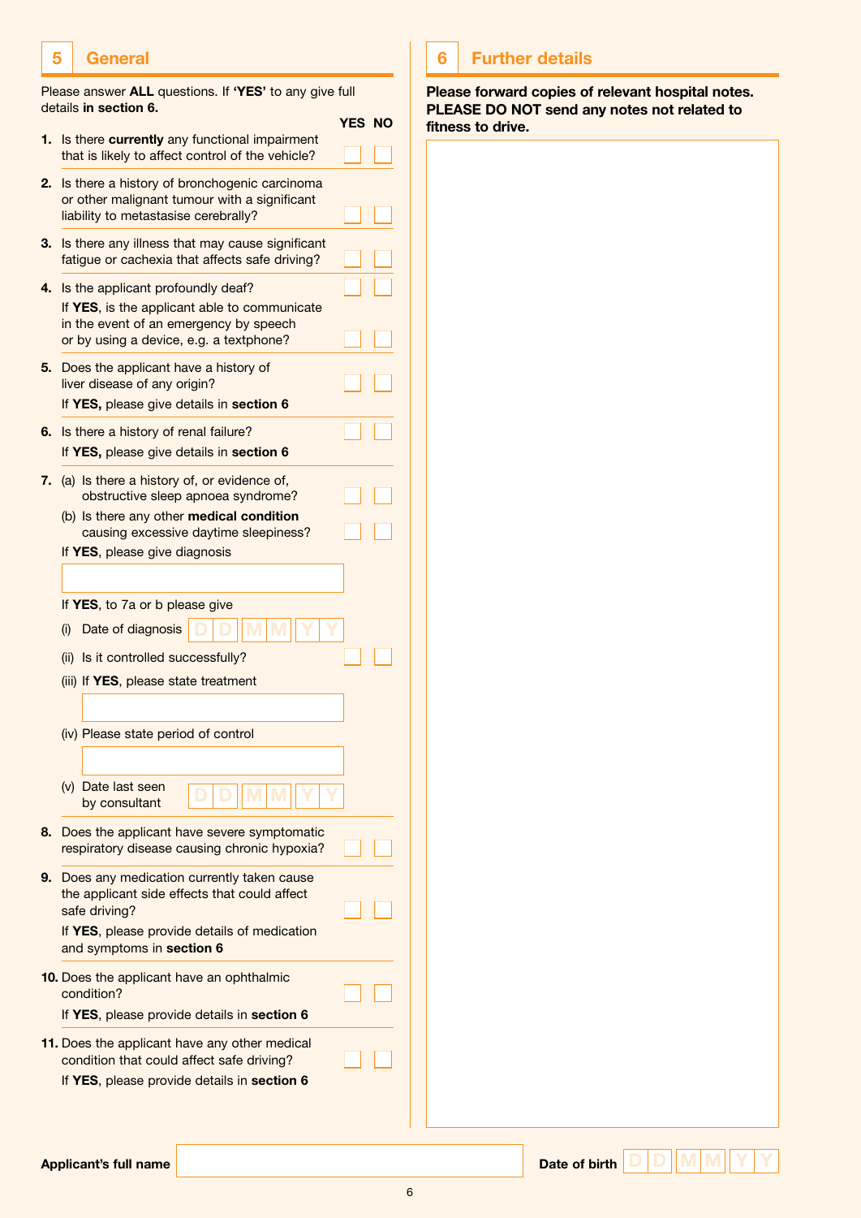## 5 General

Please answer **ALL** questions. If **'YES'** to any give full details **in section 6.**

| | YES | NO |
|---|---|---|
| **1.** Is there **currently** any functional impairment that is likely to affect control of the vehicle? | ☐ | ☐ |
| **2.** Is there a history of bronchogenic carcinoma or other malignant tumour with a significant liability to metastasise cerebrally? | ☐ | ☐ |
| **3.** Is there any illness that may cause significant fatigue or cachexia that affects safe driving? | ☐ | ☐ |
| **4.** Is the applicant profoundly deaf? | ☐ | ☐ |
| If **YES**, is the applicant able to communicate in the event of an emergency by speech or by using a device, e.g. a textphone? | ☐ | ☐ |
| **5.** Does the applicant have a history of liver disease of any origin? If **YES,** please give details in **section 6** | ☐ | ☐ |
| **6.** Is there a history of renal failure? If **YES,** please give details in **section 6** | ☐ | ☐ |
| **7.** (a) Is there a history of, or evidence of, obstructive sleep apnoea syndrome? | ☐ | ☐ |
| (b) Is there any other **medical condition** causing excessive daytime sleepiness? | ☐ | ☐ |

If **YES**, please give diagnosis

[ ]

If **YES**, to 7a or b please give

(i) Date of diagnosis D D M M Y Y

(ii) Is it controlled successfully? ☐ YES ☐ NO

(iii) If **YES**, please state treatment

[ ]

(iv) Please state period of control

[ ]

(v) Date last seen by consultant D D M M Y Y

| | YES | NO |
|---|---|---|
| **8.** Does the applicant have severe symptomatic respiratory disease causing chronic hypoxia? | ☐ | ☐ |
| **9.** Does any medication currently taken cause the applicant side effects that could affect safe driving? If **YES**, please provide details of medication and symptoms in **section 6** | ☐ | ☐ |
| **10.** Does the applicant have an ophthalmic condition? If **YES**, please provide details in **section 6** | ☐ | ☐ |
| **11.** Does the applicant have any other medical condition that could affect safe driving? If **YES**, please provide details in **section 6** | ☐ | ☐ |

## 6 Further details

**Please forward copies of relevant hospital notes. PLEASE DO NOT send any notes not related to fitness to drive.**

[ ]

**Applicant's full name** [ ] **Date of birth** D D M M Y Y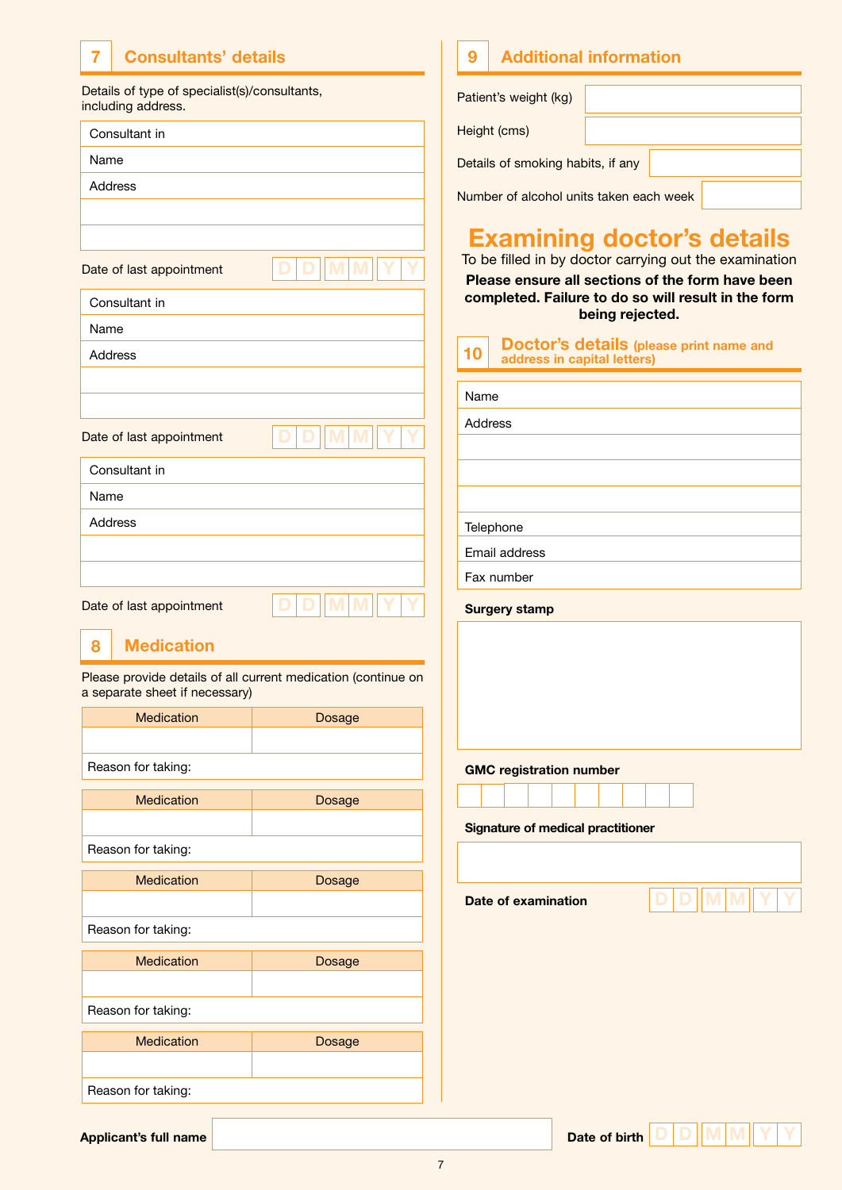## 7 Consultants' details

Details of type of specialist(s)/consultants, including address.

| |
|---|
| Consultant in |
| Name |
| Address |
| |
| |

Date of last appointment D D M M Y Y

| |
|---|
| Consultant in |
| Name |
| Address |
| |
| |

Date of last appointment D D M M Y Y

| |
|---|
| Consultant in |
| Name |
| Address |
| |
| |

Date of last appointment D D M M Y Y

## 8 Medication

Please provide details of all current medication (continue on a separate sheet if necessary)

| Medication | Dosage |
|---|---|
| | |
| Reason for taking: | |

| Medication | Dosage |
|---|---|
| | |
| Reason for taking: | |

| Medication | Dosage |
|---|---|
| | |
| Reason for taking: | |

| Medication | Dosage |
|---|---|
| | |
| Reason for taking: | |

| Medication | Dosage |
|---|---|
| | |
| Reason for taking: | |

## 9 Additional information

Patient's weight (kg)

Height (cms)

Details of smoking habits, if any

Number of alcohol units taken each week

# Examining doctor's details

To be filled in by doctor carrying out the examination

**Please ensure all sections of the form have been completed. Failure to do so will result in the form being rejected.**

## 10 Doctor's details (please print name and address in capital letters)

| |
|---|
| Name |
| Address |
| |
| |
| |
| Telephone |
| Email address |
| Fax number |

**Surgery stamp**

**GMC registration number**

**Signature of medical practitioner**

**Date of examination** D D M M Y Y

**Applicant's full name** 

**Date of birth** D D M M Y Y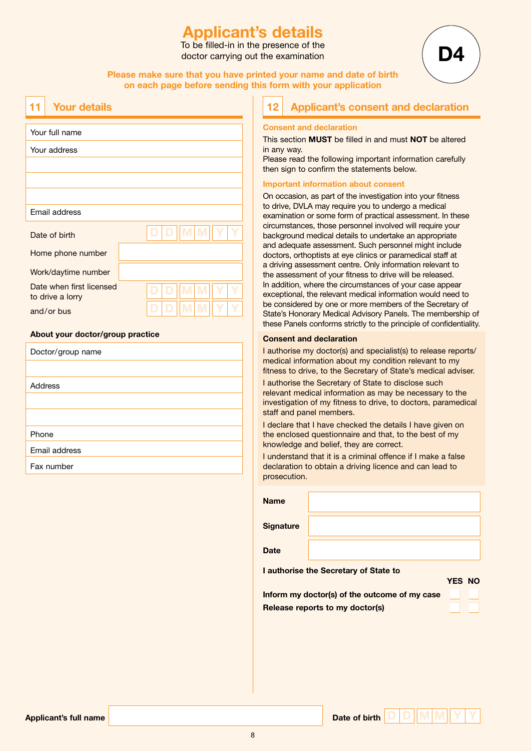# Applicant's details

To be filled-in in the presence of the doctor carrying out the examination

**D4**

**Please make sure that you have printed your name and date of birth on each page before sending this form with your application**

## 11 Your details

| |
|---|
| Your full name |
| Your address |
| |
| |
| |
| Email address |

Date of birth D D M M Y Y

Home phone number

Work/daytime number

Date when first licensed to drive a lorry D D M M Y Y

and/or bus D D M M Y Y

**About your doctor/group practice**

| |
|---|
| Doctor/group name |
| |
| Address |
| |
| |
| Phone |
| Email address |
| Fax number |

## 12 Applicant's consent and declaration

### Consent and declaration

This section **MUST** be filled in and must **NOT** be altered in any way.

Please read the following important information carefully then sign to confirm the statements below.

### Important information about consent

On occasion, as part of the investigation into your fitness to drive, DVLA may require you to undergo a medical examination or some form of practical assessment. In these circumstances, those personnel involved will require your background medical details to undertake an appropriate and adequate assessment. Such personnel might include doctors, orthoptists at eye clinics or paramedical staff at a driving assessment centre. Only information relevant to the assessment of your fitness to drive will be released. In addition, where the circumstances of your case appear exceptional, the relevant medical information would need to be considered by one or more members of the Secretary of State's Honorary Medical Advisory Panels. The membership of these Panels conforms strictly to the principle of confidentiality.

**Consent and declaration**

I authorise my doctor(s) and specialist(s) to release reports/ medical information about my condition relevant to my fitness to drive, to the Secretary of State's medical adviser.

I authorise the Secretary of State to disclose such relevant medical information as may be necessary to the investigation of my fitness to drive, to doctors, paramedical staff and panel members.

I declare that I have checked the details I have given on the enclosed questionnaire and that, to the best of my knowledge and belief, they are correct.

I understand that it is a criminal offence if I make a false declaration to obtain a driving licence and can lead to prosecution.

**Name**

**Signature**

**Date**

**I authorise the Secretary of State to**

| | YES | NO |
|---|---|---|
| **Inform my doctor(s) of the outcome of my case** | | |
| **Release reports to my doctor(s)** | | |

**Applicant's full name** **Date of birth** D D M M Y Y